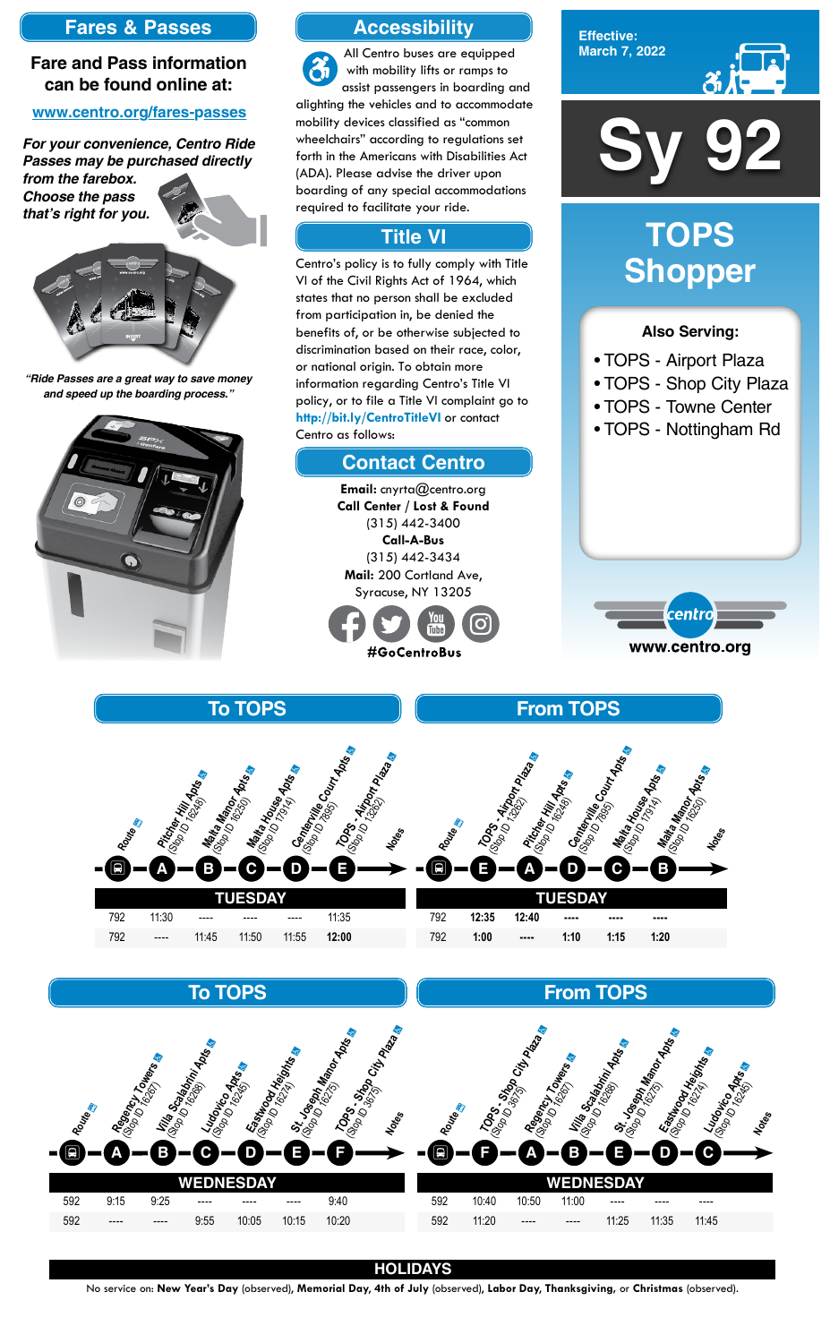## Fares & Passes

**Fare and Pass information can be found online at:**

www.centro.org/fares-passes

***For your convenience, Centro Ride Passes may be purchased directly from the farebox. Choose the pass that's right for you.***

*"Ride Passes are a great way to save money and speed up the boarding process."*

## Accessibility

All Centro buses are equipped with mobility lifts or ramps to assist passengers in boarding and alighting the vehicles and to accommodate mobility devices classified as "common wheelchairs" according to regulations set forth in the Americans with Disabilities Act (ADA). Please advise the driver upon boarding of any special accommodations required to facilitate your ride.

## Title VI

Centro's policy is to fully comply with Title VI of the Civil Rights Act of 1964, which states that no person shall be excluded from participation in, be denied the benefits of, or be otherwise subjected to discrimination based on their race, color, or national origin. To obtain more information regarding Centro's Title VI policy, or to file a Title VI complaint go to http://bit.ly/CentroTitleVI or contact Centro as follows:

## Contact Centro

**Email:** cnyrta@centro.org
**Call Center / Lost & Found**
(315) 442-3400
**Call-A-Bus**
(315) 442-3434
**Mail:** 200 Cortland Ave, Syracuse, NY 13205

#GoCentroBus

Effective: March 7, 2022

# Sy 92

# TOPS Shopper

**Also Serving:**

- TOPS - Airport Plaza
- TOPS - Shop City Plaza
- TOPS - Towne Center
- TOPS - Nottingham Rd

www.centro.org

## To TOPS — TUESDAY

| Route | A Pitcher Hill Apts (Stop ID 16248) | B Malta Manor Apts (Stop ID 16250) | C Malta House Apts (Stop ID 17914) | D Centerville Court Apts (Stop ID 7895) | E TOPS - Airport Plaza (Stop ID 13262) | Notes |
|---|---|---|---|---|---|---|
| 792 | 11:30 | ---- | ---- | ---- | 11:35 | |
| 792 | ---- | 11:45 | 11:50 | 11:55 | **12:00** | |

## From TOPS — TUESDAY

| Route | E TOPS - Airport Plaza (Stop ID 13262) | A Pitcher Hill Apts (Stop ID 16248) | D Centerville Court Apts (Stop ID 7895) | C Malta House Apts (Stop ID 17914) | B Malta Manor Apts (Stop ID 16250) | Notes |
|---|---|---|---|---|---|---|
| 792 | **12:35** | **12:40** | ---- | ---- | ---- | |
| 792 | **1:00** | ---- | **1:10** | **1:15** | **1:20** | |

## To TOPS — WEDNESDAY

| Route | A Regency Towers (Stop ID 16267) | B Villa Scalabrini Apts (Stop ID 16268) | C Ludovico Apts (Stop ID 16245) | D Eastwood Heights (Stop ID 16274) | E St. Joseph Manor Apts (Stop ID 16275) | F TOPS - Shop City Plaza (Stop ID 3675) | Notes |
|---|---|---|---|---|---|---|---|
| 592 | 9:15 | 9:25 | ---- | ---- | ---- | 9:40 | |
| 592 | ---- | ---- | 9:55 | 10:05 | 10:15 | 10:20 | |

## From TOPS — WEDNESDAY

| Route | F TOPS - Shop City Plaza (Stop ID 3675) | A Regency Towers (Stop ID 16267) | B Villa Scalabrini Apts (Stop ID 16268) | E St. Joseph Manor Apts (Stop ID 16275) | D Eastwood Heights (Stop ID 16274) | C Ludovico Apts (Stop ID 16245) | Notes |
|---|---|---|---|---|---|---|---|
| 592 | 10:40 | 10:50 | 11:00 | ---- | ---- | ---- | |
| 592 | 11:20 | ---- | ---- | 11:25 | 11:35 | 11:45 | |

## HOLIDAYS

No service on: **New Year's Day** (observed), **Memorial Day**, **4th of July** (observed), **Labor Day**, **Thanksgiving**, or **Christmas** (observed).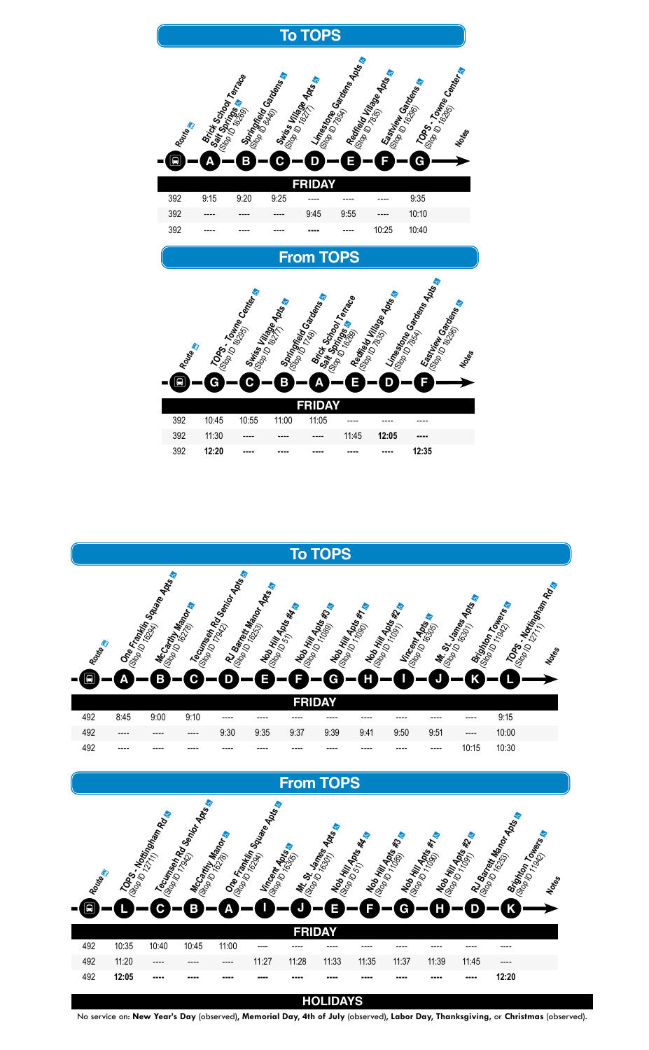## To TOPS

| Route | A Brick School Terrace Salt Springs (Stop ID 16269) | B Springfield Gardens (Stop ID 8440) | C Swiss Village Apts (Stop ID 16277) | D Limestone Gardens Apts (Stop ID 7854) | E Redfield Village Apts (Stop ID 7835) | F Eastview Gardens (Stop ID 16296) | G TOPS - Towne Center (Stop ID 16295) | Notes |
|---|---|---|---|---|---|---|---|---|
| **FRIDAY** | | | | | | | | |
| 392 | 9:15 | 9:20 | 9:25 | ---- | ---- | ---- | 9:35 | |
| 392 | ---- | ---- | ---- | 9:45 | 9:55 | ---- | 10:10 | |
| 392 | ---- | ---- | ---- | **----** | ---- | 10:25 | 10:40 | |

## From TOPS

| Route | G TOPS - Towne Center (Stop ID 16295) | C Swiss Village Apts (Stop ID 16277) | B Springfield Gardens (Stop ID 1748) | A Brick School Terrace Salt Springs (Stop ID 16269) | E Redfield Village Apts (Stop ID 7835) | D Limestone Gardens Apts (Stop ID 7854) | F Eastview Gardens (Stop ID 16296) | Notes |
|---|---|---|---|---|---|---|---|---|
| **FRIDAY** | | | | | | | | |
| 392 | 10:45 | 10:55 | 11:00 | 11:05 | ---- | ---- | ---- | |
| 392 | 11:30 | ---- | ---- | ---- | 11:45 | **12:05** | **----** | |
| 392 | **12:20** | **----** | **----** | **----** | **----** | **----** | **12:35** | |

## To TOPS

| Route | A One Franklin Square Apts (Stop ID 16294) | B McCarthy Manor (Stop ID 16278) | C Tecumseh Rd Senior Apts (Stop ID 17942) | D RJ Barrett Manor Apts (Stop ID 16253) | E Nob Hill Apts #4 (Stop ID 51) | F Nob Hill Apts #3 (Stop ID 11089) | G Nob Hill Apts #1 (Stop ID 11090) | H Nob Hill Apts #2 (Stop ID 11091) | I Vincent Apts (Stop ID 16305) | J Mt. St. James Apts (Stop ID 16301) | K Brighton Towers (Stop ID 11942) | L TOPS - Nottingham Rd (Stop ID 12711) | Notes |
|---|---|---|---|---|---|---|---|---|---|---|---|---|---|
| **FRIDAY** | | | | | | | | | | | | | |
| 492 | 8:45 | 9:00 | 9:10 | ---- | ---- | ---- | ---- | ---- | ---- | ---- | ---- | 9:15 | |
| 492 | ---- | ---- | ---- | 9:30 | 9:35 | 9:37 | 9:39 | 9:41 | 9:50 | 9:51 | ---- | 10:00 | |
| 492 | ---- | ---- | ---- | ---- | ---- | ---- | ---- | ---- | ---- | ---- | 10:15 | 10:30 | |

## From TOPS

| Route | L TOPS - Nottingham Rd (Stop ID 12711) | C Tecumseh Rd Senior Apts (Stop ID 17942) | B McCarthy Manor (Stop ID 16278) | A One Franklin Square Apts (Stop ID 16294) | I Vincent Apts (Stop ID 16305) | J Mt. St. James Apts (Stop ID 16301) | E Nob Hill Apts #4 (Stop ID 51) | F Nob Hill Apts #3 (Stop ID 11089) | G Nob Hill Apts #1 (Stop ID 11090) | H Nob Hill Apts #2 (Stop ID 11091) | D RJ Barrett Manor Apts (Stop ID 16253) | K Brighton Towers (Stop ID 11942) | Notes |
|---|---|---|---|---|---|---|---|---|---|---|---|---|---|
| **FRIDAY** | | | | | | | | | | | | | |
| 492 | 10:35 | 10:40 | 10:45 | 11:00 | ---- | ---- | ---- | ---- | ---- | ---- | ---- | ---- | |
| 492 | 11:20 | ---- | ---- | ---- | 11:27 | 11:28 | 11:33 | 11:35 | 11:37 | 11:39 | 11:45 | ---- | |
| 492 | **12:05** | **----** | **----** | **----** | **----** | **----** | **----** | **----** | **----** | **----** | **----** | **12:20** | |

## HOLIDAYS

No service on: **New Year's Day** (observed), **Memorial Day, 4th of July** (observed), **Labor Day, Thanksgiving,** or **Christmas** (observed).